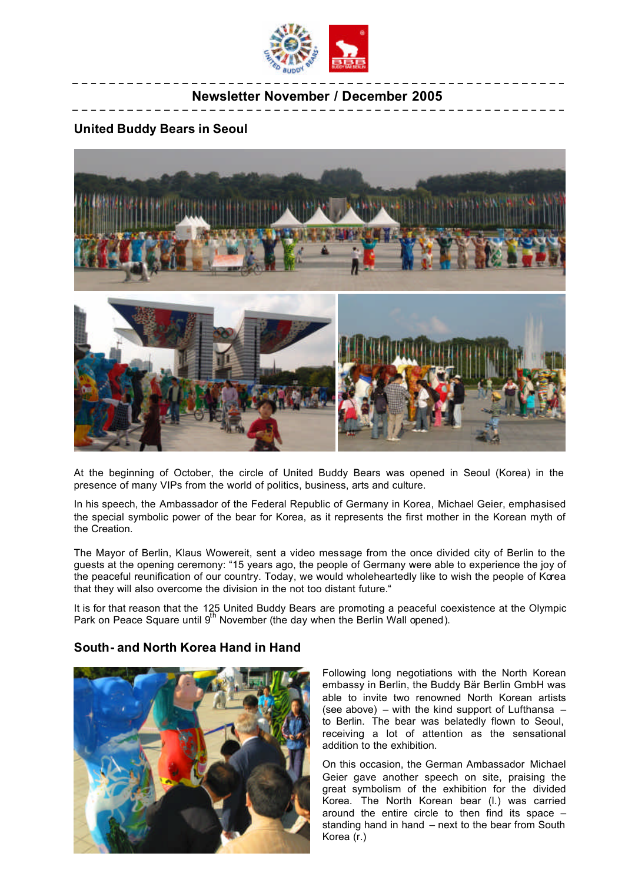# Newsletter November / December 2005

## United Buddy Bears in Seoul

At the beginning of October, the circle of United Buddy Bears was opened in Seoul (Korea) in the presence of many VIPs from the world of politics, business, arts and culture.

In his speech, the Ambassador of the Federal Republic of Germany in Korea, Michael Geier, emphasised the special symbolic power of the bear for Korea, as it represents the first mother in the Korean myth of the Creation.

The Mayor of Berlin, Klaus Wowereit, sent a video message from the once divided city of Berlin to the guests at the opening ceremony: "15 years ago, the people of Germany were able to experience the joy of the peaceful reunification of our country. Today, we would wholeheartedly like to wish the people of Korea that they will also overcome the division in the not too distant future."

It is for that reason that the 125 United Buddy Bears are promoting a peaceful coexistence at the Olympic Park on Peace Square until 9th November (the day when the Berlin Wall opened).

## South- and North Korea Hand in Hand

Following long negotiations with the North Korean embassy in Berlin, the Buddy Bär Berlin GmbH was able to invite two renowned North Korean artists (see above) – with the kind support of Lufthansa – to Berlin. The bear was belatedly flown to Seoul, receiving a lot of attention as the sensational addition to the exhibition.

On this occasion, the German Ambassador Michael Geier gave another speech on site, praising the great symbolism of the exhibition for the divided Korea. The North Korean bear (l.) was carried around the entire circle to then find its space – standing hand in hand – next to the bear from South Korea (r.)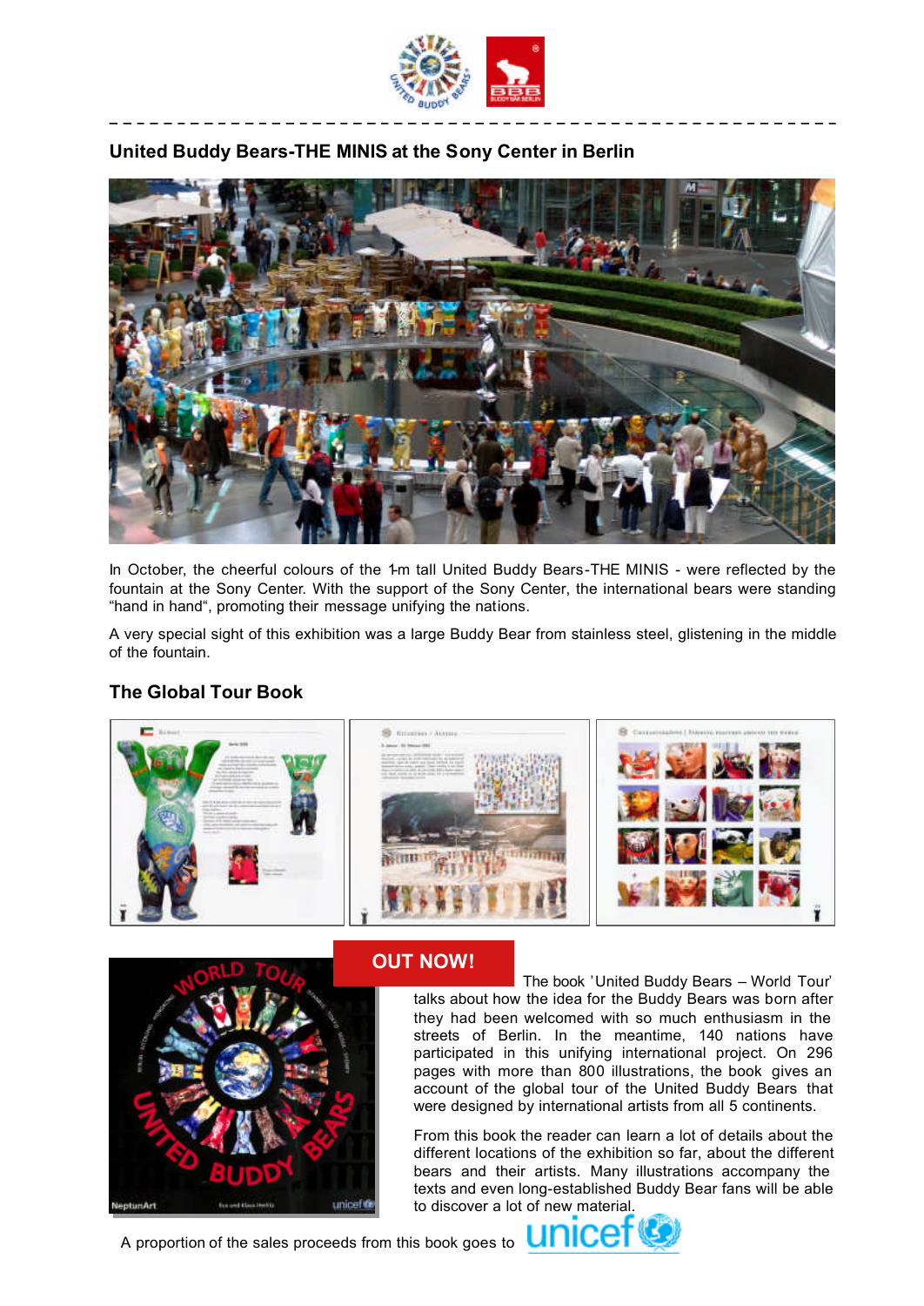## United Buddy Bears-THE MINIS at the Sony Center in Berlin

In October, the cheerful colours of the 1-m tall United Buddy Bears-THE MINIS - were reflected by the fountain at the Sony Center. With the support of the Sony Center, the international bears were standing “hand in hand“, promoting their message unifying the nations.

A very special sight of this exhibition was a large Buddy Bear from stainless steel, glistening in the middle of the fountain.

## The Global Tour Book

**OUT NOW!**

The book ’United Buddy Bears – World Tour’ talks about how the idea for the Buddy Bears was born after they had been welcomed with so much enthusiasm in the streets of Berlin. In the meantime, 140 nations have participated in this unifying international project. On 296 pages with more than 800 illustrations, the book gives an account of the global tour of the United Buddy Bears that were designed by international artists from all 5 continents.

From this book the reader can learn a lot of details about the different locations of the exhibition so far, about the different bears and their artists. Many illustrations accompany the texts and even long-established Buddy Bear fans will be able to discover a lot of new material.

A proportion of the sales proceeds from this book goes to unicef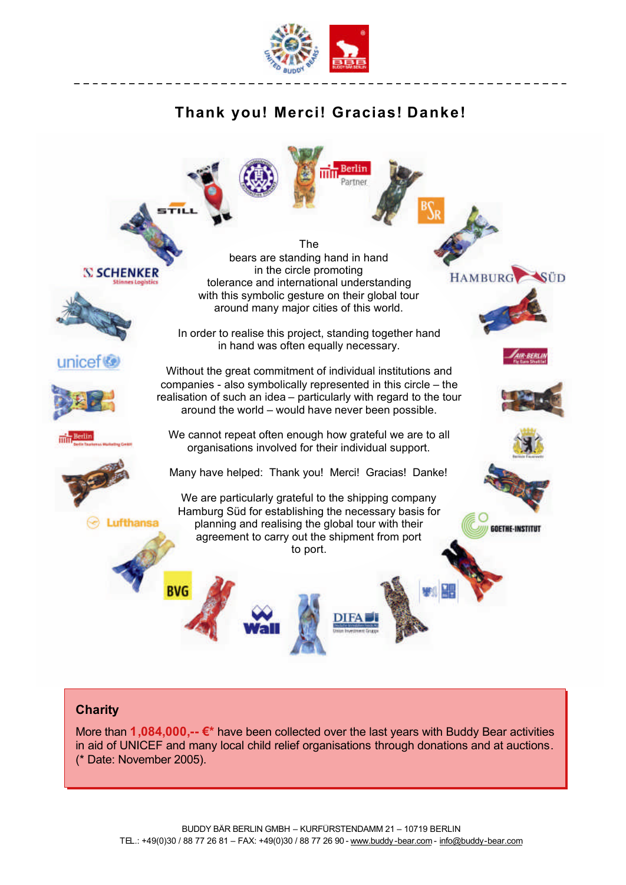# Thank you! Merci! Gracias! Danke!

The bears are standing hand in hand in the circle promoting tolerance and international understanding with this symbolic gesture on their global tour around many major cities of this world.

In order to realise this project, standing together hand in hand was often equally necessary.

Without the great commitment of individual institutions and companies - also symbolically represented in this circle – the realisation of such an idea – particularly with regard to the tour around the world – would have never been possible.

We cannot repeat often enough how grateful we are to all organisations involved for their individual support.

Many have helped: Thank you! Merci! Gracias! Danke!

We are particularly grateful to the shipping company Hamburg Süd for establishing the necessary basis for planning and realising the global tour with their agreement to carry out the shipment from port to port.

STILL

Berlin Partner

BSR

SCHENKER Stinnes Logistics

HAMBURG SÜD

unicef

AIR-BERLIN

Berlin

Lufthansa

GOETHE-INSTITUT

BVG

Wall

DIFA

**Charity**

More than **1,084,000,-- €*** have been collected over the last years with Buddy Bear activities in aid of UNICEF and many local child relief organisations through donations and at auctions. (* Date: November 2005).

BUDDY BÄR BERLIN GMBH – KURFÜRSTENDAMM 21 – 10719 BERLIN
TEL.: +49(0)30 / 88 77 26 81 – FAX: +49(0)30 / 88 77 26 90 - www.buddy-bear.com - info@buddy-bear.com